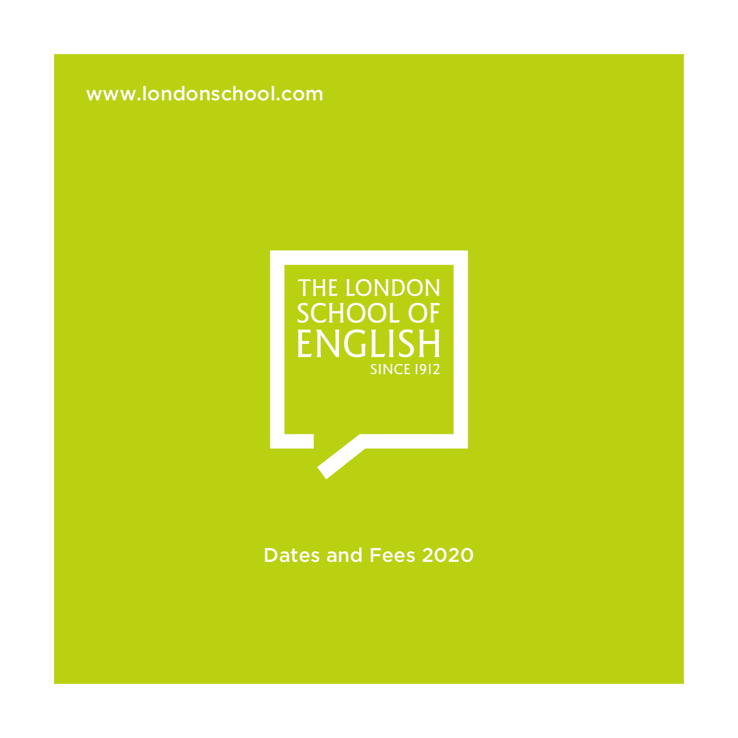www.londonschool.com

# THE LONDON SCHOOL OF ENGLISH

SINCE 1912

Dates and Fees 2020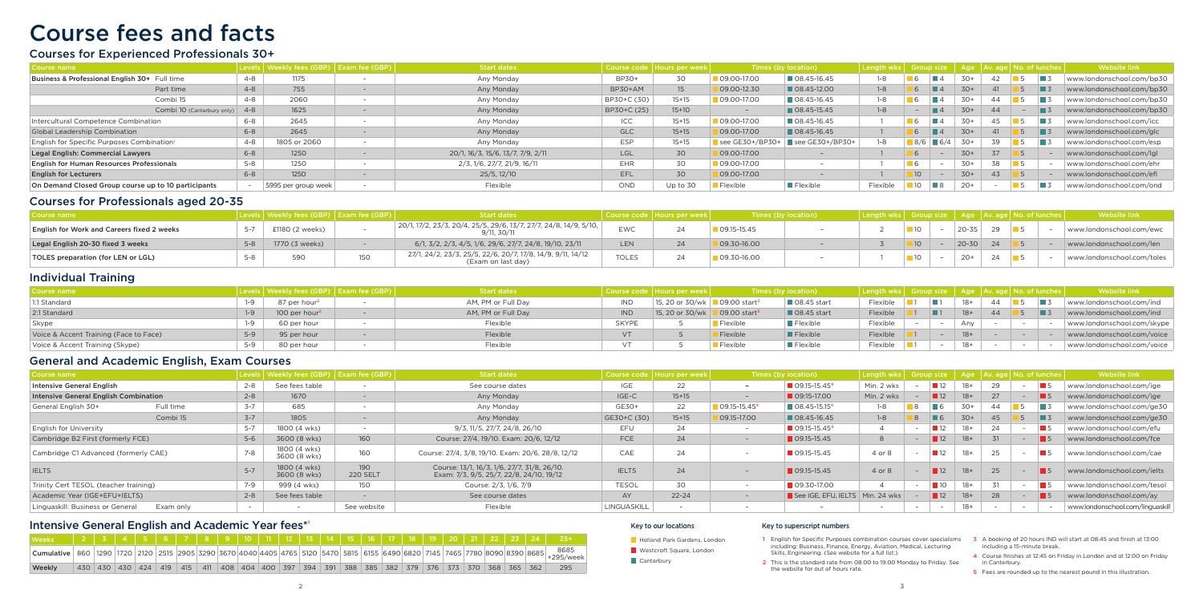# Course fees and facts

## Courses for Experienced Professionals 30+

| Course name | Levels | Weekly fees (GBP) | Exam fee (GBP) | Start dates | Course code | Hours per week | Times (by location) | | Length wks | Group size | | Age | Av. age | No. of lunches | | Website link |
|---|---|---|---|---|---|---|---|---|---|---|---|---|---|---|---|---|
| Business & Professional English 30+ Full time | 4-8 | 1175 | - | Any Monday | BP30+ | 30 | 09.00-17.00 | 08.45-16.45 | 1-8 | 6 | 4 | 30+ | 42 | 5 | 3 | www.londonschool.com/bp30 |
| Part time | 4-8 | 755 | - | Any Monday | BP30+AM | 15 | 09.00-12.30 | 08.45-12.00 | 1-8 | 6 | 4 | 30+ | 41 | 5 | 3 | www.londonschool.com/bp30 |
| Combi 15 | 4-8 | 2060 | - | Any Monday | BP30+C (30) | 15+15 | 09.00-17.00 | 08.45-16.45 | 1-8 | 6 | 4 | 30+ | 44 | 5 | 3 | www.londonschool.com/bp30 |
| Combi 10 (Canterbury only) | 4-8 | 1625 | - | Any Monday | BP30+C (25) | 15+10 | - | 08.45-15.45 | 1-8 | - | 4 | 30+ | 44 | - | 3 | www.londonschool.com/bp30 |
| Intercultural Competence Combination | 6-8 | 2645 | - | Any Monday | ICC | 15+15 | 09.00-17.00 | 08.45-16.45 | 1 | 6 | 4 | 30+ | 45 | 5 | 3 | www.londonschool.com/icc |
| Global Leadership Combination | 6-8 | 2645 | - | Any Monday | GLC | 15+15 | 09.00-17.00 | 08.45-16.45 | 1 | 6 | 4 | 30+ | 41 | 5 | 3 | www.londonschool.com/glc |
| English for Specific Purposes Combination[1] | 4-8 | 1805 or 2060 | - | Any Monday | ESP | 15+15 | see GE30+/BP30+ | see GE30+/BP30+ | 1-8 | 8/6 | 6/4 | 30+ | 39 | 5 | 3 | www.londonschool.com/esp |
| Legal English: Commercial Lawyers | 6-8 | 1250 | - | 20/1, 16/3, 15/6, 13/7, 7/9, 2/11 | LGL | 30 | 09.00-17.00 | - | 1 | 6 | - | 30+ | 37 | 5 | - | www.londonschool.com/lgl |
| English for Human Resources Professionals | 5-8 | 1250 | - | 2/3, 1/6, 27/7, 21/9, 16/11 | EHR | 30 | 09.00-17.00 | - | 1 | 6 | - | 30+ | 38 | 5 | - | www.londonschool.com/ehr |
| English for Lecturers | 6-8 | 1250 | - | 25/5, 12/10 | EFL | 30 | 09.00-17.00 | - | 1 | 10 | - | 30+ | 43 | 5 | - | www.londonschool.com/efl |
| On Demand Closed Group course up to 10 participants | - | 5995 per group week | - | Flexible | OND | Up to 30 | Flexible | Flexible | Flexible | 10 | 8 | 20+ | - | 5 | 3 | www.londonschool.com/ond |

## Courses for Professionals aged 20-35

| Course name | Levels | Weekly fees (GBP) | Exam fee (GBP) | Start dates | Course code | Hours per week | Times (by location) | | Length wks | Group size | | Age | Av. age | No. of lunches | | Website link |
|---|---|---|---|---|---|---|---|---|---|---|---|---|---|---|---|---|
| English for Work and Careers fixed 2 weeks | 5-7 | £1180 (2 weeks) | | 20/1, 17/2, 23/3, 20/4, 25/5, 29/6, 13/7, 27/7, 24/8, 14/9, 5/10, 9/11, 30/11 | EWC | 24 | 09.15-15.45 | | 2 | 10 | - | 20-35 | 29 | 5 | - | www.londonschool.com/ewc |
| Legal English 20-30 fixed 3 weeks | 5-8 | 1770 (3 weeks) | - | 6/1, 3/2, 2/3, 4/5, 1/6, 29/6, 27/7, 24/8, 19/10, 23/11 | LEN | 24 | 09.30-16.00 | - | 3 | 10 | - | 20-30 | 24 | 5 | - | www.londonschool.com/len |
| TOLES preparation (for LEN or LGL) | 5-8 | 590 | 150 | 27/1, 24/2, 23/3, 25/5, 22/6, 20/7, 17/8, 14/9, 9/11, 14/12 (Exam on last day) | TOLES | 24 | 09.30-16.00 | - | 1 | 10 | - | 20+ | 24 | 5 | - | www.londonschool.com/toles |

## Individual Training

| Course name | Levels | Weekly fees (GBP) | Exam fee (GBP) | Start dates | Course code | Hours per week | Times (by location) | | Length wks | Group size | | Age | Av. age | No. of lunches | | Website link |
|---|---|---|---|---|---|---|---|---|---|---|---|---|---|---|---|---|
| 1:1 Standard | 1-9 | 87 per hour[2] | - | AM, PM or Full Day | IND | 15, 20 or 30/wk | 09.00 start[3] | 08.45 start | Flexible | 1 | 1 | 18+ | 44 | 5 | 3 | www.londonschool.com/ind |
| 2:1 Standard | 1-9 | 100 per hour[2] | - | AM, PM or Full Day | IND | 15, 20 or 30/wk | 09.00 start[3] | 08.45 start | Flexible | 1 | 1 | 18+ | 44 | 5 | 3 | www.londonschool.com/ind |
| Skype | 1-9 | 60 per hour | - | Flexible | SKYPE | | Flexible | Flexible | Flexible | - | - | Any | - | - | - | www.londonschool.com/skype |
| Voice & Accent Training (Face to Face) | 5-9 | 95 per hour | - | Flexible | VT | 5 | Flexible | Flexible | Flexible | 1 | - | 18+ | - | - | - | www.londonschool.com/voice |
| Voice & Accent Training (Skype) | 5-9 | 80 per hour | - | Flexible | VT | 5 | Flexible | Flexible | Flexible | 1 | - | 18+ | - | - | - | www.londonschool.com/voice |

## General and Academic English, Exam Courses

| Course name | Levels | Weekly fees (GBP) | Exam fee (GBP) | Start dates | Course code | Hours per week | Times (by location) | | Length wks | Group size | | Age | Av. age | No. of lunches | | Website link |
|---|---|---|---|---|---|---|---|---|---|---|---|---|---|---|---|---|
| Intensive General English | 2-8 | See fees table | - | See course dates | IGE | 22 | - | 09.15-15.45[4] | Min. 2 wks | - | 12 | 18+ | 29 | - | 5 | www.londonschool.com/ige |
| Intensive General English Combination | 2-8 | 1670 | - | Any Monday | IGE-C | 15+15 | - | 09.15-17.00 | Min. 2 wks | - | 12 | 18+ | 27 | - | 5 | www.londonschool.com/ige |
| General English 30+ Full time | 3-7 | 685 | - | Any Monday | GE30+ | 22 | 09.15-15.45[4] | 08.45-15.15[4] | 1-8 | 8 | 6 | 30+ | 44 | 5 | 3 | www.londonschool.com/ge30 |
| Combi 15 | 3-7 | 1805 | - | Any Monday | GE30+C (30) | 15+15 | 09.15-17.00 | 08.45-16.45 | 1-8 | 8 | 6 | 30+ | 45 | 5 | 3 | www.londonschool.com/ge30 |
| English for University | 5-7 | 1800 (4 wks) | - | 9/3, 11/5, 27/7, 24/8, 26/10 | EFU | 24 | - | 09.15-15.45[4] | 4 | - | 12 | 18+ | 24 | - | 5 | www.londonschool.com/efu |
| Cambridge B2 First (formerly FCE) | 5-6 | 3600 (8 wks) | 160 | Course: 27/4, 19/10. Exam: 20/6, 12/12 | FCE | 24 | - | 09.15-15.45 | 8 | - | 12 | 18+ | 31 | - | 5 | www.londonschool.com/fce |
| Cambridge C1 Advanced (formerly CAE) | 7-8 | 1800 (4 wks) 3600 (8 wks) | 160 | Course: 27/4, 3/8, 19/10. Exam: 20/6, 28/8, 12/12 | CAE | 24 | - | 09.15-15.45 | 4 or 8 | - | 12 | 18+ | 25 | - | 5 | www.londonschool.com/cae |
| IELTS | 5-7 | 1800 (4 wks) 3600 (8 wks) | 190 220 SELT | Course: 13/1, 16/3, 1/6, 27/7, 31/8, 26/10. Exam: 7/3, 9/5, 25/7, 22/8, 24/10, 19/12 | IELTS | 24 | - | 09.15-15.45 | 4 or 8 | - | 12 | 18+ | 25 | - | 5 | www.londonschool.com/ielts |
| Trinity Cert TESOL (teacher training) | 7-9 | 999 (4 wks) | 150 | Course: 2/3, 1/6, 7/9 | TESOL | 30 | - | 09.30-17.00 | 4 | - | 10 | 18+ | 31 | - | 5 | www.londonschool.com/tesol |
| Academic Year (IGE+EFU+IELTS) | 2-8 | See fees table | - | See course dates | AY | 22-24 | - | See IGE, EFU, IELTS | Min. 24 wks | - | 12 | 18+ | 28 | - | 5 | www.londonschool.com/ay |
| Linguaskill: Business or General Exam only | - | - | See website | Flexible | LINGUASKILL | - | - | - | - | - | - | 18+ | - | - | - | www.londonschool.com/linguaskill |

## Intensive General English and Academic Year fees*[5]

| Weeks | 2 | 3 | 4 | 5 | 6 | 7 | 8 | 9 | 10 | 11 | 12 | 13 | 14 | 15 | 16 | 17 | 18 | 19 | 20 | 21 | 22 | 23 | 24 | 25+ |
|---|---|---|---|---|---|---|---|---|---|---|---|---|---|---|---|---|---|---|---|---|---|---|---|---|
| Cumulative | 860 | 1290 | 1720 | 2120 | 2515 | 2905 | 3290 | 3670 | 4040 | 4405 | 4765 | 5120 | 5470 | 5815 | 6155 | 6490 | 6820 | 7145 | 7465 | 7780 | 8090 | 8390 | 8685 | 8685 +295/week |
| Weekly | 430 | 430 | 430 | 424 | 419 | 415 | 411 | 408 | 404 | 400 | 397 | 394 | 391 | 388 | 385 | 382 | 379 | 376 | 373 | 370 | 368 | 365 | 362 | 295 |

### Key to our locations

- Holland Park Gardens, London
- Westcroft Square, London
- Canterbury

### Key to superscript numbers

1. English for Specific Purposes combination courses cover specialisms including: Business, Finance, Energy, Aviation, Medical, Lecturing Skills, Engineering. (See website for a full list.)
2. This is the standard rate from 08.00 to 19.00 Monday to Friday. See the website for out of hours rate.
3. A booking of 20 hours IND will start at 08:45 and finish at 13:00 including a 15-minute break.
4. Course finishes at 12:45 on Friday in London and at 12:00 on Friday in Canterbury.
5. Fees are rounded up to the nearest pound in this illustration.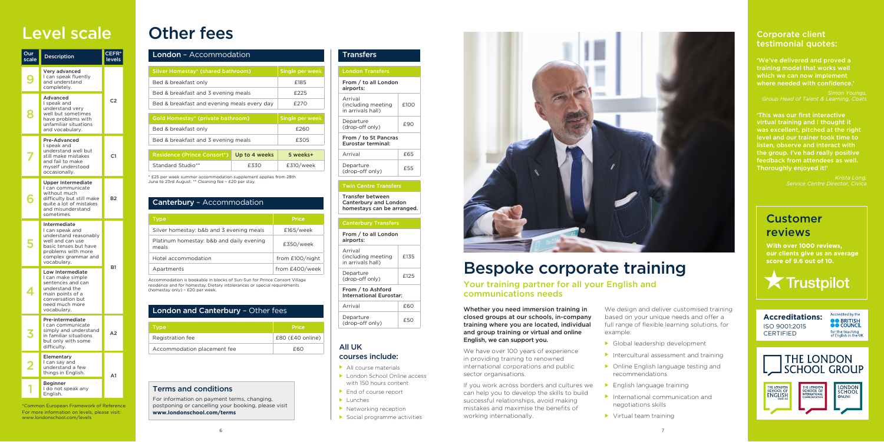# Level scale

| Our scale | Description | CEFR* levels |
|---|---|---|
| 9 | **Very advanced** I can speak fluently and understand completely. | C2 |
| 8 | **Advanced** I speak and understand very well but sometimes have problems with unfamiliar situations and vocabulary. | |
| 7 | **Pre-Advanced** I speak and understand well but still make mistakes and fail to make myself understood occasionally. | C1 |
| 6 | **Upper Intermediate** I can communicate without much difficulty but still make quite a lot of mistakes and misunderstand sometimes. | B2 |
| 5 | **Intermediate** I can speak and understand reasonably well and can use basic tenses but have problems with more complex grammar and vocabulary. | B1 |
| 4 | **Low Intermediate** I can make simple sentences and can understand the main points of a conversation but need much more vocabulary. | |
| 3 | **Pre-intermediate** I can communicate simply and understand in familiar situations but only with some difficulty. | A2 |
| 2 | **Elementary** I can say and understand a few things in English. | A1 |
| 1 | **Beginner** I do not speak any English. | |

*Common European Framework of Reference
For more information on levels, please visit: www.londonschool.com/levels

# Other fees

## London – Accommodation

| Silver Homestay* (shared bathroom) | Single per week |
|---|---|
| Bed & breakfast only | £185 |
| Bed & breakfast and 3 evening meals | £225 |
| Bed & breakfast and evening meals every day | £270 |

| Gold Homestay* (private bathroom) | Single per week |
|---|---|
| Bed & breakfast only | £260 |
| Bed & breakfast and 3 evening meals | £305 |

| Residence (Prince Consort*) | Up to 4 weeks | 5 weeks+ |
|---|---|---|
| Standard Studio** | £330 | £310/week |

* £25 per week summer accommodation supplement applies from 28th June to 23rd August. ** Cleaning fee – £20 per stay.

## Canterbury – Accommodation

| Type | Price |
|---|---|
| Silver homestay: b&b and 3 evening meals | £165/week |
| Platinum homestay: b&b and daily evening meals | £350/week |
| Hotel accommodation | from £100/night |
| Apartments | from £400/week |

Accommodation is bookable in blocks of Sun-Sun for Prince Consort Village residence and for homestay. Dietary intolerances or special requirements (homestay only) – £20 per week.

## London and Canterbury – Other fees

| Type | Price |
|---|---|
| Registration fee | £80 (£40 online) |
| Accommodation placement fee | £60 |

## Terms and conditions

For information on payment terms, changing, postponing or cancelling your booking, please visit **www.londonschool.com/terms**

## Transfers

| London Transfers | |
|---|---|
| **From / to all London airports:** | |
| Arrival (including meeting in arrivals hall) | £100 |
| Departure (drop-off only) | £90 |
| **From / to St Pancras Eurostar terminal:** | |
| Arrival | £65 |
| Departure (drop-off only) | £55 |

**Twin Centre Transfers**

Transfer between Canterbury and London homestays can be arranged.

| Canterbury Transfers | |
|---|---|
| **From / to all London airports:** | |
| Arrival (including meeting in arrivals hall) | £135 |
| Departure (drop-off only) | £125 |
| **From / to Ashford International Eurostar:** | |
| Arrival | £60 |
| Departure (drop-off only) | £50 |

## All UK courses include:

- All course materials
- London School Online access with 150 hours content
- End of course report
- Lunches
- Networking reception
- Social programme activities

# Bespoke corporate training

## Your training partner for all your English and communications needs

**Whether you need immersion training in closed groups at our schools, in-company training where you are located, individual and group training or virtual and online English, we can support you.**

We have over 100 years of experience in providing training to renowned international corporations and public sector organisations.

If you work across borders and cultures we can help you to develop the skills to build successful relationships, avoid making mistakes and maximise the benefits of working internationally.

We design and deliver customised training based on your unique needs and offer a full range of flexible learning solutions, for example:

- Global leadership development
- Intercultural assessment and training
- Online English language testing and recommendations
- English language training
- International communication and negotiations skills
- Virtual team training

## Corporate client testimonial quotes:

**'We've delivered and proved a training model that works well which we can now implement where needed with confidence.'**

*Simon Youngs, Group Head of Talent & Learning, Coats*

**'This was our first interactive virtual training and I thought it was excellent, pitched at the right level and our trainer took time to listen, observe and interact with the group. I've had really positive feedback from attendees as well. Thoroughly enjoyed it!'**

*Krista Long, Service Centre Director, Civica*

## Customer reviews

**With over 1000 reviews, our clients give us an average score of 9.6 out of 10.**

Trustpilot

**Accreditations:**
ISO 9001:2015 CERTIFIED

Accredited by the BRITISH COUNCIL for the teaching of English in the UK

THE LONDON SCHOOL GROUP

THE LONDON SCHOOL OF ENGLISH | THE LONDON SCHOOL OF INTERNATIONAL COMMUNICATION | LONDON SCHOOL ONLINE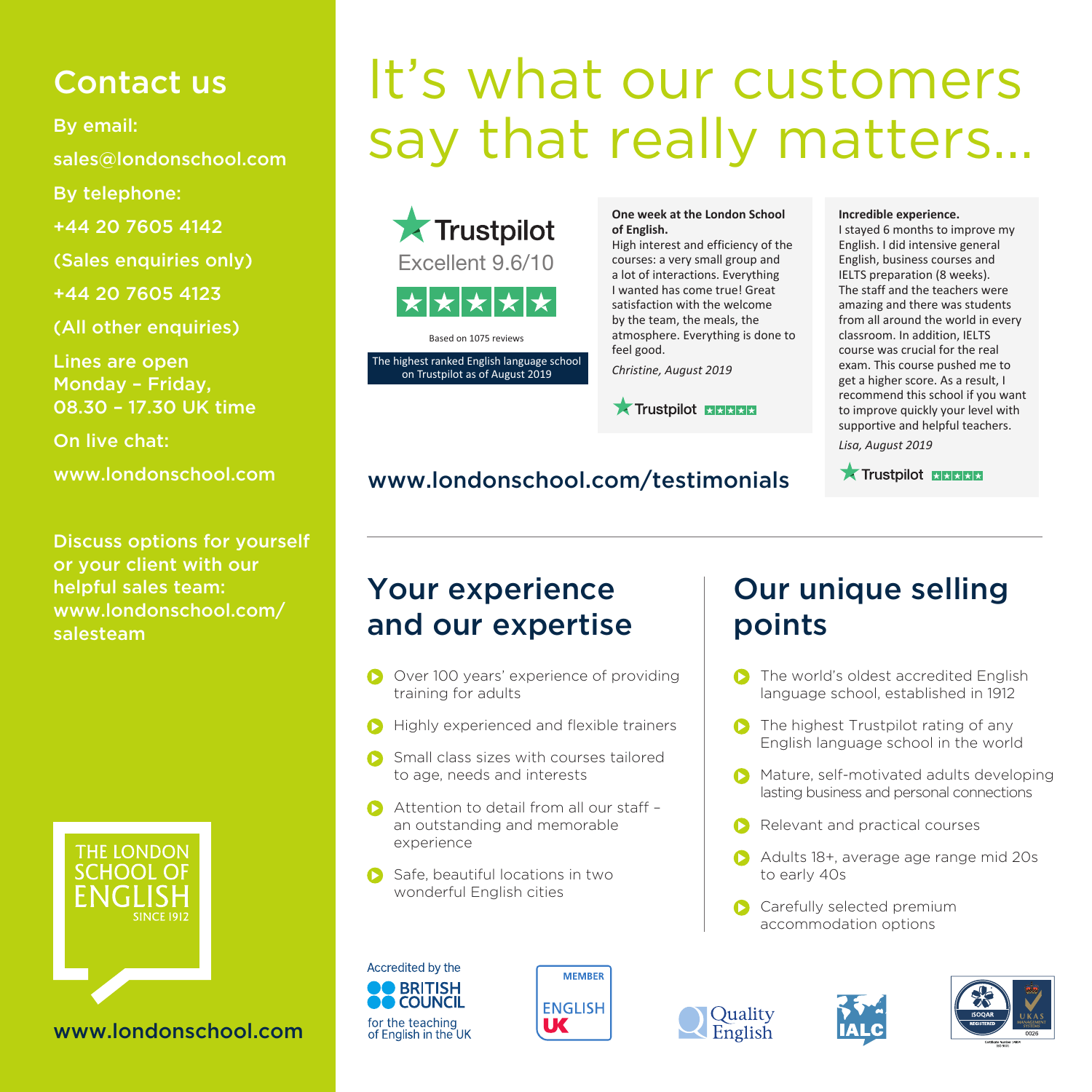## Contact us

By email:

sales@londonschool.com

By telephone:

+44 20 7605 4142

(Sales enquiries only)

+44 20 7605 4123

(All other enquiries)

Lines are open Monday – Friday, 08.30 – 17.30 UK time

On live chat:

www.londonschool.com

Discuss options for yourself or your client with our helpful sales team: www.londonschool.com/salesteam

THE LONDON SCHOOL OF ENGLISH SINCE 1912

www.londonschool.com

# It's what our customers say that really matters...

Trustpilot

Excellent 9.6/10

★★★★★

Based on 1075 reviews

The highest ranked English language school on Trustpilot as of August 2019

**One week at the London School of English.**
High interest and efficiency of the courses: a very small group and a lot of interactions. Everything I wanted has come true! Great satisfaction with the welcome by the team, the meals, the atmosphere. Everything is done to feel good.

*Christine, August 2019*

Trustpilot ★★★★★

**Incredible experience.**
I stayed 6 months to improve my English. I did intensive general English, business courses and IELTS preparation (8 weeks). The staff and the teachers were amazing and there was students from all around the world in every classroom. In addition, IELTS course was crucial for the real exam. This course pushed me to get a higher score. As a result, I recommend this school if you want to improve quickly your level with supportive and helpful teachers.

*Lisa, August 2019*

Trustpilot ★★★★★

www.londonschool.com/testimonials

## Your experience and our expertise

- Over 100 years' experience of providing training for adults
- Highly experienced and flexible trainers
- Small class sizes with courses tailored to age, needs and interests
- Attention to detail from all our staff – an outstanding and memorable experience
- Safe, beautiful locations in two wonderful English cities

## Our unique selling points

- The world's oldest accredited English language school, established in 1912
- The highest Trustpilot rating of any English language school in the world
- Mature, self-motivated adults developing lasting business and personal connections
- Relevant and practical courses
- Adults 18+, average age range mid 20s to early 40s
- Carefully selected premium accommodation options

Accredited by the BRITISH COUNCIL for the teaching of English in the UK

MEMBER ENGLISH UK

Quality English

IALC

ISOQAR REGISTERED UKAS MANAGEMENT SYSTEMS 0026